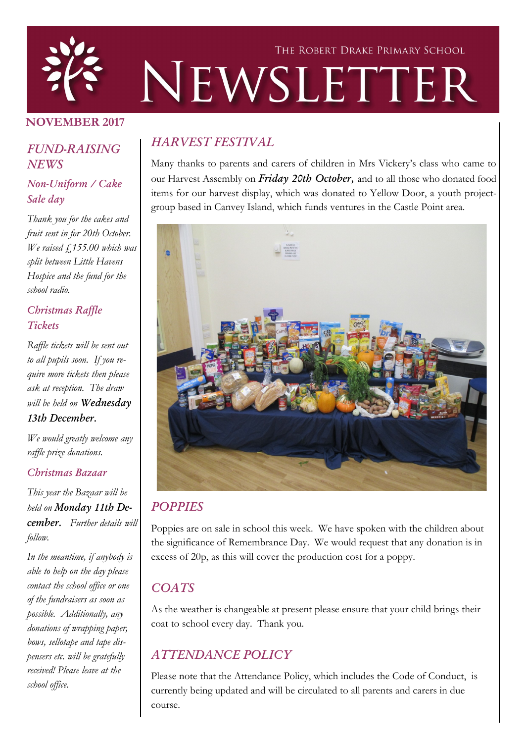# THE ROBERT DRAKE PRIMARY SCHOOL NEWSLETTER

**NOVEMBER 2017**

## *FUND-RAISING NEWS*

### *Non-Uniform / Cake Sale day*

*Thank you for the cakes and fruit sent in for 20th October. We raised £155.00 which was split between Little Havens Hospice and the fund for the school radio.*

### *Christmas Raffle Tickets*

*Raffle tickets will be sent out to all pupils soon. If you require more tickets then please ask at reception. The draw will be held on* ***Wednesday 13th December.***

*We would greatly welcome any raffle prize donations.*

### *Christmas Bazaar*

*This year the Bazaar will be held on* ***Monday 11th December.*** *Further details will follow.*

*In the meantime, if anybody is able to help on the day please contact the school office or one of the fundraisers as soon as possible. Additionally, any donations of wrapping paper, bows, sellotape and tape dispensers etc. will be gratefully received! Please leave at the school office.*

## *HARVEST FESTIVAL*

Many thanks to parents and carers of children in Mrs Vickery's class who came to our Harvest Assembly on ***Friday 20th October,*** and to all those who donated food items for our harvest display, which was donated to Yellow Door, a youth project-group based in Canvey Island, which funds ventures in the Castle Point area.

## *POPPIES*

Poppies are on sale in school this week. We have spoken with the children about the significance of Remembrance Day. We would request that any donation is in excess of 20p, as this will cover the production cost for a poppy.

## *COATS*

As the weather is changeable at present please ensure that your child brings their coat to school every day. Thank you.

## *ATTENDANCE POLICY*

Please note that the Attendance Policy, which includes the Code of Conduct, is currently being updated and will be circulated to all parents and carers in due course.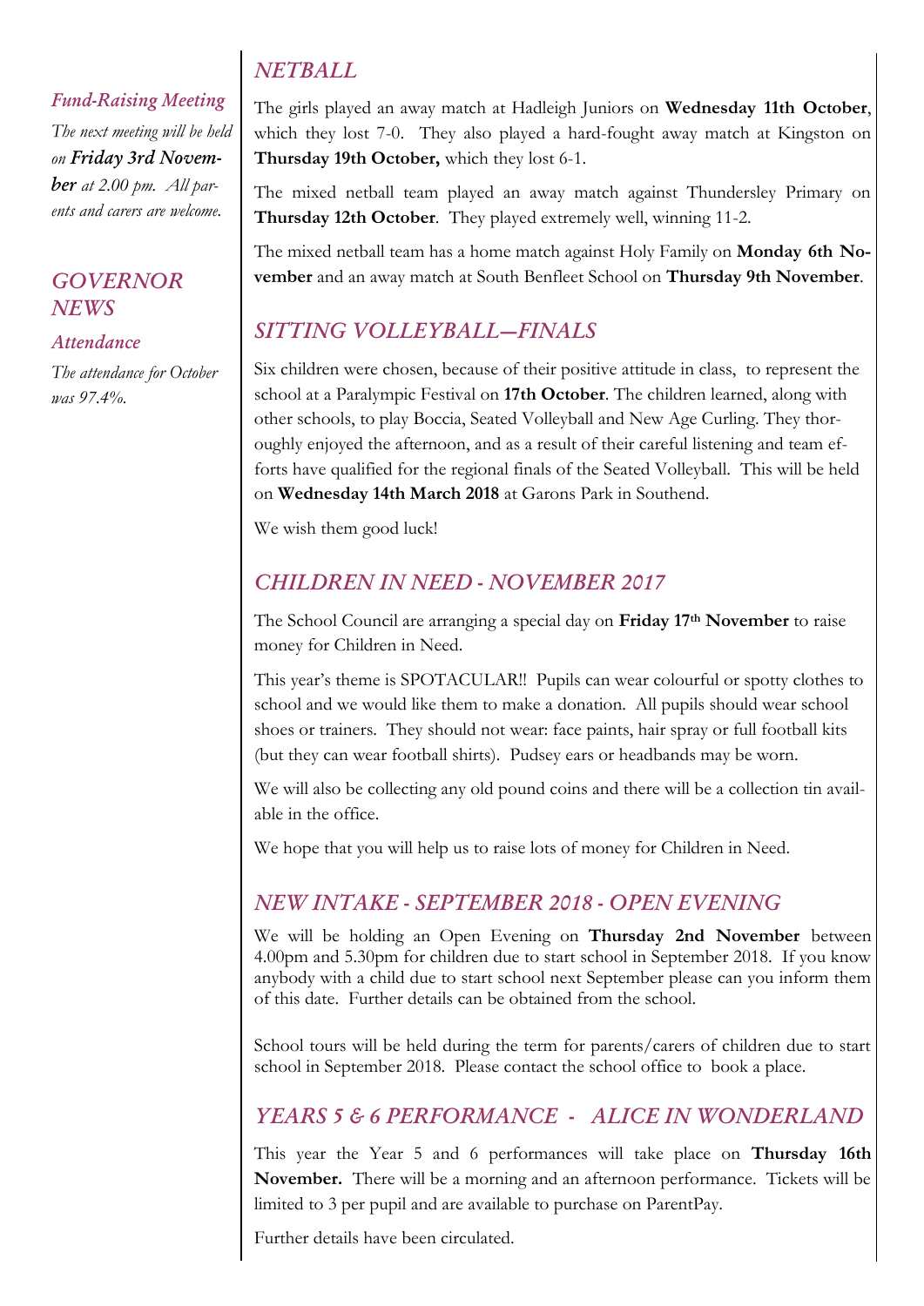## *Fund-Raising Meeting*

*The next meeting will be held on **Friday 3rd November** at 2.00 pm. All parents and carers are welcome.*

## *GOVERNOR NEWS*

### *Attendance*

*The attendance for October was 97.4%.*

## *NETBALL*

The girls played an away match at Hadleigh Juniors on **Wednesday 11th October**, which they lost 7-0. They also played a hard-fought away match at Kingston on **Thursday 19th October,** which they lost 6-1.

The mixed netball team played an away match against Thundersley Primary on **Thursday 12th October**. They played extremely well, winning 11-2.

The mixed netball team has a home match against Holy Family on **Monday 6th November** and an away match at South Benfleet School on **Thursday 9th November**.

## *SITTING VOLLEYBALL—FINALS*

Six children were chosen, because of their positive attitude in class, to represent the school at a Paralympic Festival on **17th October**. The children learned, along with other schools, to play Boccia, Seated Volleyball and New Age Curling. They thoroughly enjoyed the afternoon, and as a result of their careful listening and team efforts have qualified for the regional finals of the Seated Volleyball. This will be held on **Wednesday 14th March 2018** at Garons Park in Southend.

We wish them good luck!

## *CHILDREN IN NEED - NOVEMBER 2017*

The School Council are arranging a special day on **Friday 17th November** to raise money for Children in Need.

This year's theme is SPOTACULAR!! Pupils can wear colourful or spotty clothes to school and we would like them to make a donation. All pupils should wear school shoes or trainers. They should not wear: face paints, hair spray or full football kits (but they can wear football shirts). Pudsey ears or headbands may be worn.

We will also be collecting any old pound coins and there will be a collection tin available in the office.

We hope that you will help us to raise lots of money for Children in Need.

## *NEW INTAKE - SEPTEMBER 2018 - OPEN EVENING*

We will be holding an Open Evening on **Thursday 2nd November** between 4.00pm and 5.30pm for children due to start school in September 2018. If you know anybody with a child due to start school next September please can you inform them of this date. Further details can be obtained from the school.

School tours will be held during the term for parents/carers of children due to start school in September 2018. Please contact the school office to book a place.

## *YEARS 5 & 6 PERFORMANCE - ALICE IN WONDERLAND*

This year the Year 5 and 6 performances will take place on **Thursday 16th November.** There will be a morning and an afternoon performance. Tickets will be limited to 3 per pupil and are available to purchase on ParentPay.

Further details have been circulated.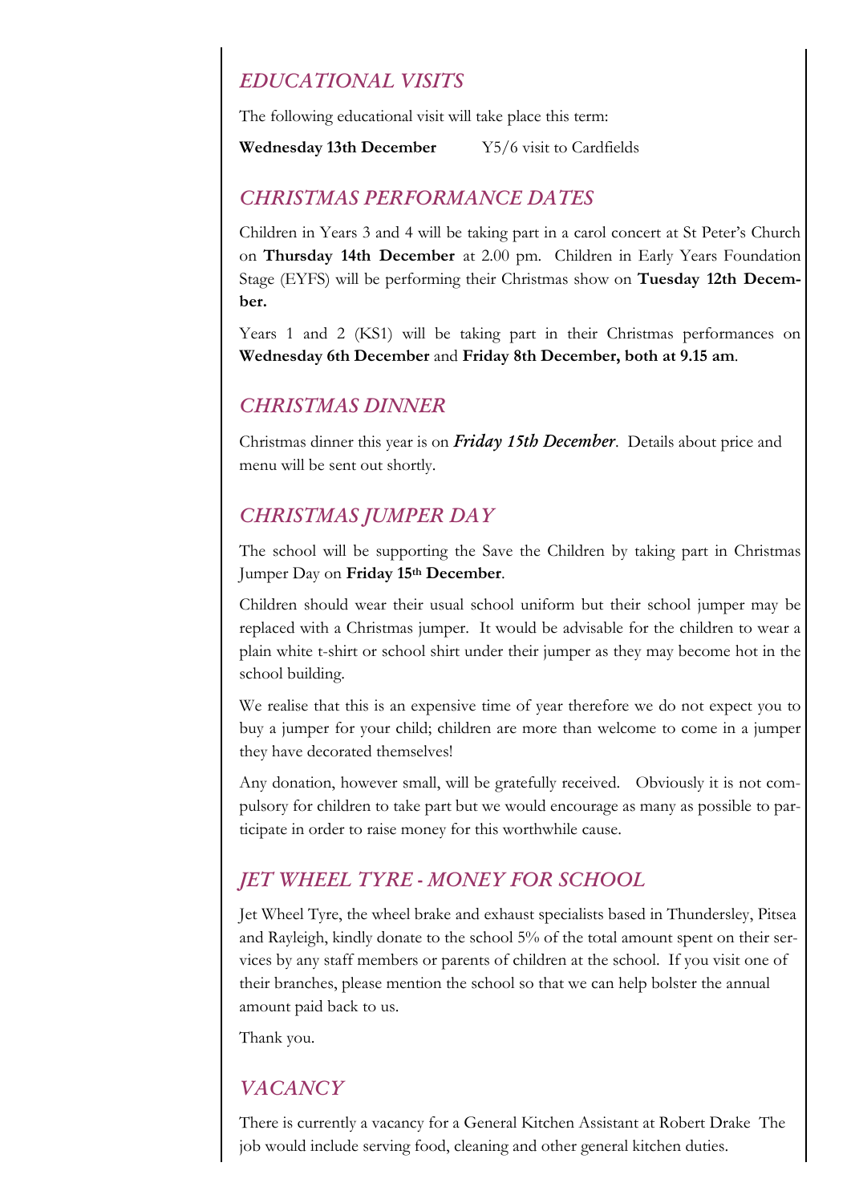## *EDUCATIONAL VISITS*

The following educational visit will take place this term:

**Wednesday 13th December** Y5/6 visit to Cardfields

## *CHRISTMAS PERFORMANCE DATES*

Children in Years 3 and 4 will be taking part in a carol concert at St Peter's Church on **Thursday 14th December** at 2.00 pm. Children in Early Years Foundation Stage (EYFS) will be performing their Christmas show on **Tuesday 12th December.**

Years 1 and 2 (KS1) will be taking part in their Christmas performances on **Wednesday 6th December** and **Friday 8th December, both at 9.15 am**.

## *CHRISTMAS DINNER*

Christmas dinner this year is on ***Friday 15th December***. Details about price and menu will be sent out shortly.

## *CHRISTMAS JUMPER DAY*

The school will be supporting the Save the Children by taking part in Christmas Jumper Day on **Friday 15th December**.

Children should wear their usual school uniform but their school jumper may be replaced with a Christmas jumper. It would be advisable for the children to wear a plain white t-shirt or school shirt under their jumper as they may become hot in the school building.

We realise that this is an expensive time of year therefore we do not expect you to buy a jumper for your child; children are more than welcome to come in a jumper they have decorated themselves!

Any donation, however small, will be gratefully received. Obviously it is not compulsory for children to take part but we would encourage as many as possible to participate in order to raise money for this worthwhile cause.

## *JET WHEEL TYRE - MONEY FOR SCHOOL*

Jet Wheel Tyre, the wheel brake and exhaust specialists based in Thundersley, Pitsea and Rayleigh, kindly donate to the school 5% of the total amount spent on their services by any staff members or parents of children at the school. If you visit one of their branches, please mention the school so that we can help bolster the annual amount paid back to us.

Thank you.

## *VACANCY*

There is currently a vacancy for a General Kitchen Assistant at Robert Drake The job would include serving food, cleaning and other general kitchen duties.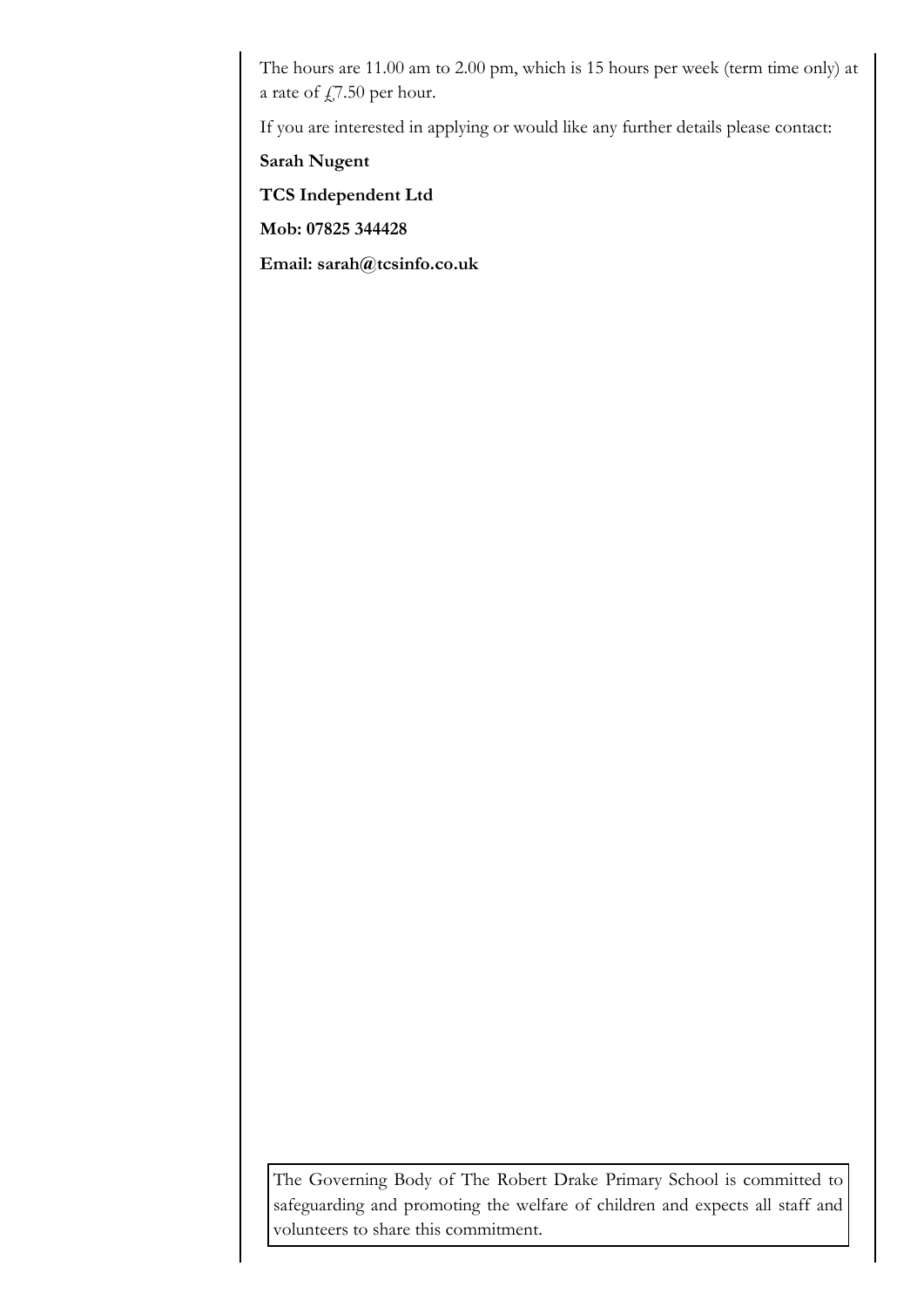The hours are 11.00 am to 2.00 pm, which is 15 hours per week (term time only) at a rate of £7.50 per hour.

If you are interested in applying or would like any further details please contact:

**Sarah Nugent**

**TCS Independent Ltd**

**Mob: 07825 344428**

**Email: sarah@tcsinfo.co.uk**

The Governing Body of The Robert Drake Primary School is committed to safeguarding and promoting the welfare of children and expects all staff and volunteers to share this commitment.